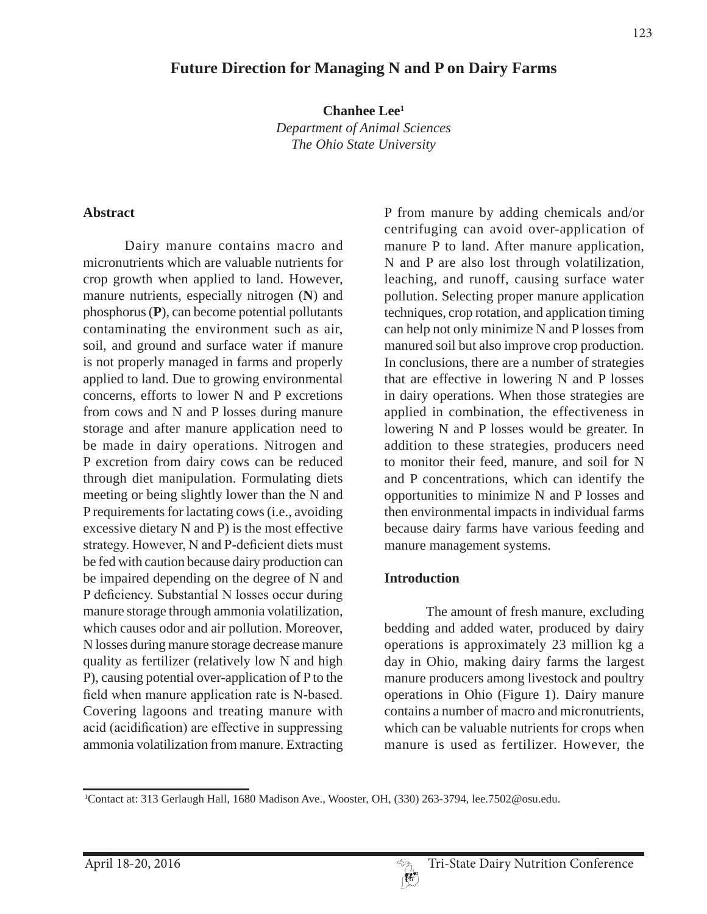# Future Direction for Managing N and P on Dairy Farms

**Chanhee Lee**[1]
*Department of Animal Sciences*
*The Ohio State University*

## Abstract

Dairy manure contains macro and micronutrients which are valuable nutrients for crop growth when applied to land. However, manure nutrients, especially nitrogen (**N**) and phosphorus (**P**), can become potential pollutants contaminating the environment such as air, soil, and ground and surface water if manure is not properly managed in farms and properly applied to land. Due to growing environmental concerns, efforts to lower N and P excretions from cows and N and P losses during manure storage and after manure application need to be made in dairy operations. Nitrogen and P excretion from dairy cows can be reduced through diet manipulation. Formulating diets meeting or being slightly lower than the N and P requirements for lactating cows (i.e., avoiding excessive dietary N and P) is the most effective strategy. However, N and P-deficient diets must be fed with caution because dairy production can be impaired depending on the degree of N and P deficiency. Substantial N losses occur during manure storage through ammonia volatilization, which causes odor and air pollution. Moreover, N losses during manure storage decrease manure quality as fertilizer (relatively low N and high P), causing potential over-application of P to the field when manure application rate is N-based. Covering lagoons and treating manure with acid (acidification) are effective in suppressing ammonia volatilization from manure. Extracting P from manure by adding chemicals and/or centrifuging can avoid over-application of manure P to land. After manure application, N and P are also lost through volatilization, leaching, and runoff, causing surface water pollution. Selecting proper manure application techniques, crop rotation, and application timing can help not only minimize N and P losses from manured soil but also improve crop production. In conclusions, there are a number of strategies that are effective in lowering N and P losses in dairy operations. When those strategies are applied in combination, the effectiveness in lowering N and P losses would be greater. In addition to these strategies, producers need to monitor their feed, manure, and soil for N and P concentrations, which can identify the opportunities to minimize N and P losses and then environmental impacts in individual farms because dairy farms have various feeding and manure management systems.

## Introduction

The amount of fresh manure, excluding bedding and added water, produced by dairy operations is approximately 23 million kg a day in Ohio, making dairy farms the largest manure producers among livestock and poultry operations in Ohio (Figure 1). Dairy manure contains a number of macro and micronutrients, which can be valuable nutrients for crops when manure is used as fertilizer. However, the

[1]Contact at: 313 Gerlaugh Hall, 1680 Madison Ave., Wooster, OH, (330) 263-3794, lee.7502@osu.edu.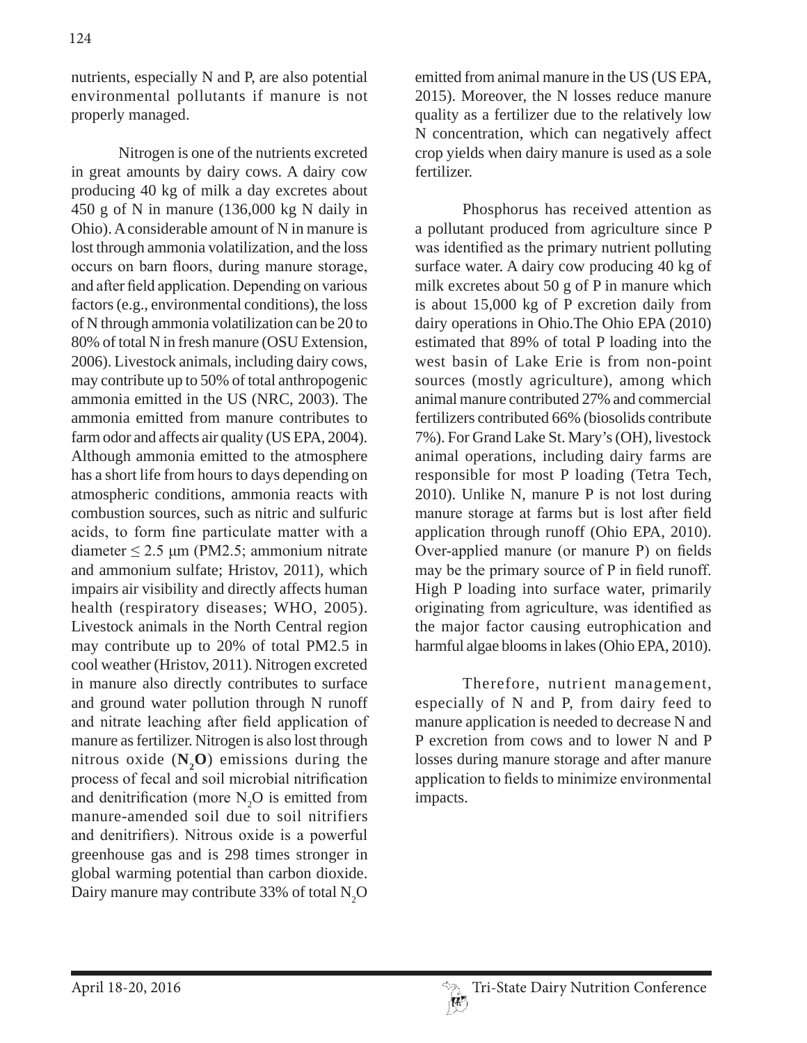nutrients, especially N and P, are also potential environmental pollutants if manure is not properly managed.

Nitrogen is one of the nutrients excreted in great amounts by dairy cows. A dairy cow producing 40 kg of milk a day excretes about 450 g of N in manure (136,000 kg N daily in Ohio). A considerable amount of N in manure is lost through ammonia volatilization, and the loss occurs on barn floors, during manure storage, and after field application. Depending on various factors (e.g., environmental conditions), the loss of N through ammonia volatilization can be 20 to 80% of total N in fresh manure (OSU Extension, 2006). Livestock animals, including dairy cows, may contribute up to 50% of total anthropogenic ammonia emitted in the US (NRC, 2003). The ammonia emitted from manure contributes to farm odor and affects air quality (US EPA, 2004). Although ammonia emitted to the atmosphere has a short life from hours to days depending on atmospheric conditions, ammonia reacts with combustion sources, such as nitric and sulfuric acids, to form fine particulate matter with a diameter $\leq 2.5$ μm (PM2.5; ammonium nitrate and ammonium sulfate; Hristov, 2011), which impairs air visibility and directly affects human health (respiratory diseases; WHO, 2005). Livestock animals in the North Central region may contribute up to 20% of total PM2.5 in cool weather (Hristov, 2011). Nitrogen excreted in manure also directly contributes to surface and ground water pollution through N runoff and nitrate leaching after field application of manure as fertilizer. Nitrogen is also lost through nitrous oxide (**$N_2O$**) emissions during the process of fecal and soil microbial nitrification and denitrification (more $N_2O$ is emitted from manure-amended soil due to soil nitrifiers and denitrifiers). Nitrous oxide is a powerful greenhouse gas and is 298 times stronger in global warming potential than carbon dioxide. Dairy manure may contribute 33% of total $N_2O$ emitted from animal manure in the US (US EPA, 2015). Moreover, the N losses reduce manure quality as a fertilizer due to the relatively low N concentration, which can negatively affect crop yields when dairy manure is used as a sole fertilizer.

Phosphorus has received attention as a pollutant produced from agriculture since P was identified as the primary nutrient polluting surface water. A dairy cow producing 40 kg of milk excretes about 50 g of P in manure which is about 15,000 kg of P excretion daily from dairy operations in Ohio.The Ohio EPA (2010) estimated that 89% of total P loading into the west basin of Lake Erie is from non-point sources (mostly agriculture), among which animal manure contributed 27% and commercial fertilizers contributed 66% (biosolids contribute 7%). For Grand Lake St. Mary's (OH), livestock animal operations, including dairy farms are responsible for most P loading (Tetra Tech, 2010). Unlike N, manure P is not lost during manure storage at farms but is lost after field application through runoff (Ohio EPA, 2010). Over-applied manure (or manure P) on fields may be the primary source of P in field runoff. High P loading into surface water, primarily originating from agriculture, was identified as the major factor causing eutrophication and harmful algae blooms in lakes (Ohio EPA, 2010).

Therefore, nutrient management, especially of N and P, from dairy feed to manure application is needed to decrease N and P excretion from cows and to lower N and P losses during manure storage and after manure application to fields to minimize environmental impacts.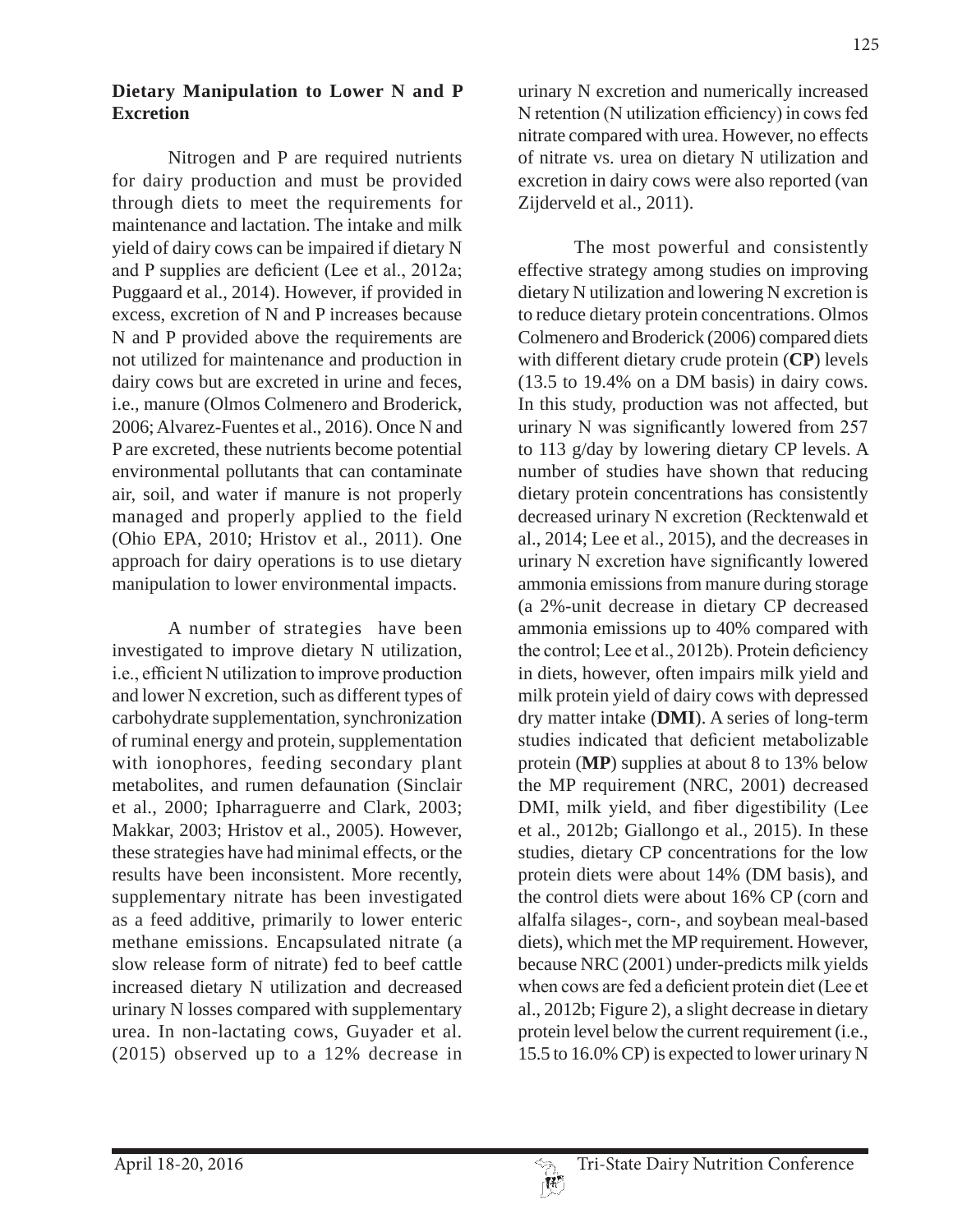## Dietary Manipulation to Lower N and P Excretion

Nitrogen and P are required nutrients for dairy production and must be provided through diets to meet the requirements for maintenance and lactation. The intake and milk yield of dairy cows can be impaired if dietary N and P supplies are deficient (Lee et al., 2012a; Puggaard et al., 2014). However, if provided in excess, excretion of N and P increases because N and P provided above the requirements are not utilized for maintenance and production in dairy cows but are excreted in urine and feces, i.e., manure (Olmos Colmenero and Broderick, 2006; Alvarez-Fuentes et al., 2016). Once N and P are excreted, these nutrients become potential environmental pollutants that can contaminate air, soil, and water if manure is not properly managed and properly applied to the field (Ohio EPA, 2010; Hristov et al., 2011). One approach for dairy operations is to use dietary manipulation to lower environmental impacts.

A number of strategies have been investigated to improve dietary N utilization, i.e., efficient N utilization to improve production and lower N excretion, such as different types of carbohydrate supplementation, synchronization of ruminal energy and protein, supplementation with ionophores, feeding secondary plant metabolites, and rumen defaunation (Sinclair et al., 2000; Ipharraguerre and Clark, 2003; Makkar, 2003; Hristov et al., 2005). However, these strategies have had minimal effects, or the results have been inconsistent. More recently, supplementary nitrate has been investigated as a feed additive, primarily to lower enteric methane emissions. Encapsulated nitrate (a slow release form of nitrate) fed to beef cattle increased dietary N utilization and decreased urinary N losses compared with supplementary urea. In non-lactating cows, Guyader et al. (2015) observed up to a 12% decrease in urinary N excretion and numerically increased N retention (N utilization efficiency) in cows fed nitrate compared with urea. However, no effects of nitrate vs. urea on dietary N utilization and excretion in dairy cows were also reported (van Zijderveld et al., 2011).

The most powerful and consistently effective strategy among studies on improving dietary N utilization and lowering N excretion is to reduce dietary protein concentrations. Olmos Colmenero and Broderick (2006) compared diets with different dietary crude protein (**CP**) levels (13.5 to 19.4% on a DM basis) in dairy cows. In this study, production was not affected, but urinary N was significantly lowered from 257 to 113 g/day by lowering dietary CP levels. A number of studies have shown that reducing dietary protein concentrations has consistently decreased urinary N excretion (Recktenwald et al., 2014; Lee et al., 2015), and the decreases in urinary N excretion have significantly lowered ammonia emissions from manure during storage (a 2%-unit decrease in dietary CP decreased ammonia emissions up to 40% compared with the control; Lee et al., 2012b). Protein deficiency in diets, however, often impairs milk yield and milk protein yield of dairy cows with depressed dry matter intake (**DMI**). A series of long-term studies indicated that deficient metabolizable protein (**MP**) supplies at about 8 to 13% below the MP requirement (NRC, 2001) decreased DMI, milk yield, and fiber digestibility (Lee et al., 2012b; Giallongo et al., 2015). In these studies, dietary CP concentrations for the low protein diets were about 14% (DM basis), and the control diets were about 16% CP (corn and alfalfa silages-, corn-, and soybean meal-based diets), which met the MP requirement. However, because NRC (2001) under-predicts milk yields when cows are fed a deficient protein diet (Lee et al., 2012b; Figure 2), a slight decrease in dietary protein level below the current requirement (i.e., 15.5 to 16.0% CP) is expected to lower urinary N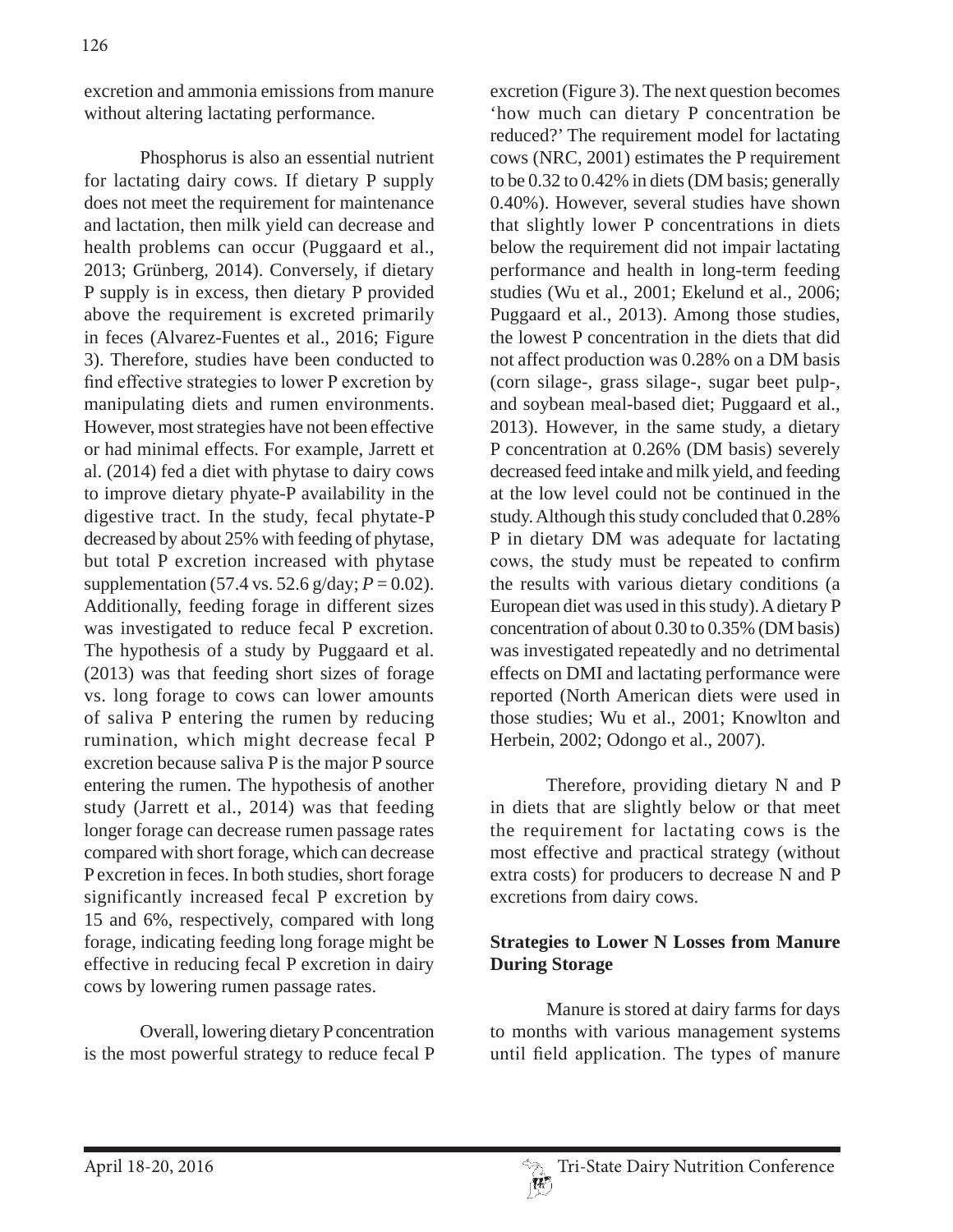excretion and ammonia emissions from manure without altering lactating performance.

Phosphorus is also an essential nutrient for lactating dairy cows. If dietary P supply does not meet the requirement for maintenance and lactation, then milk yield can decrease and health problems can occur (Puggaard et al., 2013; Grünberg, 2014). Conversely, if dietary P supply is in excess, then dietary P provided above the requirement is excreted primarily in feces (Alvarez-Fuentes et al., 2016; Figure 3). Therefore, studies have been conducted to find effective strategies to lower P excretion by manipulating diets and rumen environments. However, most strategies have not been effective or had minimal effects. For example, Jarrett et al. (2014) fed a diet with phytase to dairy cows to improve dietary phyate-P availability in the digestive tract. In the study, fecal phytate-P decreased by about 25% with feeding of phytase, but total P excretion increased with phytase supplementation (57.4 vs. 52.6 g/day; $P = 0.02$). Additionally, feeding forage in different sizes was investigated to reduce fecal P excretion. The hypothesis of a study by Puggaard et al. (2013) was that feeding short sizes of forage vs. long forage to cows can lower amounts of saliva P entering the rumen by reducing rumination, which might decrease fecal P excretion because saliva P is the major P source entering the rumen. The hypothesis of another study (Jarrett et al., 2014) was that feeding longer forage can decrease rumen passage rates compared with short forage, which can decrease P excretion in feces. In both studies, short forage significantly increased fecal P excretion by 15 and 6%, respectively, compared with long forage, indicating feeding long forage might be effective in reducing fecal P excretion in dairy cows by lowering rumen passage rates.

Overall, lowering dietary P concentration is the most powerful strategy to reduce fecal P excretion (Figure 3). The next question becomes 'how much can dietary P concentration be reduced?' The requirement model for lactating cows (NRC, 2001) estimates the P requirement to be 0.32 to 0.42% in diets (DM basis; generally 0.40%). However, several studies have shown that slightly lower P concentrations in diets below the requirement did not impair lactating performance and health in long-term feeding studies (Wu et al., 2001; Ekelund et al., 2006; Puggaard et al., 2013). Among those studies, the lowest P concentration in the diets that did not affect production was 0.28% on a DM basis (corn silage-, grass silage-, sugar beet pulp-, and soybean meal-based diet; Puggaard et al., 2013). However, in the same study, a dietary P concentration at 0.26% (DM basis) severely decreased feed intake and milk yield, and feeding at the low level could not be continued in the study. Although this study concluded that 0.28% P in dietary DM was adequate for lactating cows, the study must be repeated to confirm the results with various dietary conditions (a European diet was used in this study). A dietary P concentration of about 0.30 to 0.35% (DM basis) was investigated repeatedly and no detrimental effects on DMI and lactating performance were reported (North American diets were used in those studies; Wu et al., 2001; Knowlton and Herbein, 2002; Odongo et al., 2007).

Therefore, providing dietary N and P in diets that are slightly below or that meet the requirement for lactating cows is the most effective and practical strategy (without extra costs) for producers to decrease N and P excretions from dairy cows.

## Strategies to Lower N Losses from Manure During Storage

Manure is stored at dairy farms for days to months with various management systems until field application. The types of manure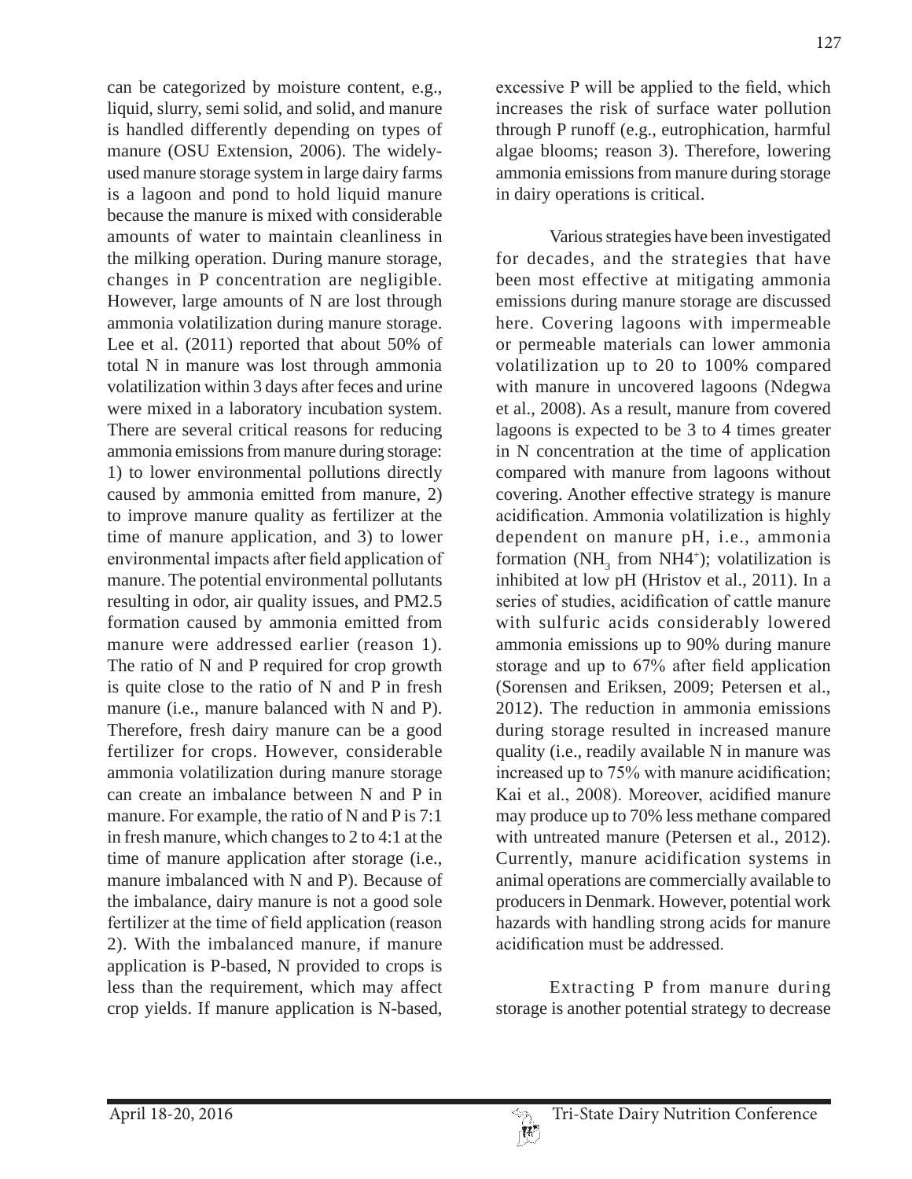can be categorized by moisture content, e.g., liquid, slurry, semi solid, and solid, and manure is handled differently depending on types of manure (OSU Extension, 2006). The widely-used manure storage system in large dairy farms is a lagoon and pond to hold liquid manure because the manure is mixed with considerable amounts of water to maintain cleanliness in the milking operation. During manure storage, changes in P concentration are negligible. However, large amounts of N are lost through ammonia volatilization during manure storage. Lee et al. (2011) reported that about 50% of total N in manure was lost through ammonia volatilization within 3 days after feces and urine were mixed in a laboratory incubation system. There are several critical reasons for reducing ammonia emissions from manure during storage: 1) to lower environmental pollutions directly caused by ammonia emitted from manure, 2) to improve manure quality as fertilizer at the time of manure application, and 3) to lower environmental impacts after field application of manure. The potential environmental pollutants resulting in odor, air quality issues, and PM2.5 formation caused by ammonia emitted from manure were addressed earlier (reason 1). The ratio of N and P required for crop growth is quite close to the ratio of N and P in fresh manure (i.e., manure balanced with N and P). Therefore, fresh dairy manure can be a good fertilizer for crops. However, considerable ammonia volatilization during manure storage can create an imbalance between N and P in manure. For example, the ratio of N and P is 7:1 in fresh manure, which changes to 2 to 4:1 at the time of manure application after storage (i.e., manure imbalanced with N and P). Because of the imbalance, dairy manure is not a good sole fertilizer at the time of field application (reason 2). With the imbalanced manure, if manure application is P-based, N provided to crops is less than the requirement, which may affect crop yields. If manure application is N-based, excessive P will be applied to the field, which increases the risk of surface water pollution through P runoff (e.g., eutrophication, harmful algae blooms; reason 3). Therefore, lowering ammonia emissions from manure during storage in dairy operations is critical.

Various strategies have been investigated for decades, and the strategies that have been most effective at mitigating ammonia emissions during manure storage are discussed here. Covering lagoons with impermeable or permeable materials can lower ammonia volatilization up to 20 to 100% compared with manure in uncovered lagoons (Ndegwa et al., 2008). As a result, manure from covered lagoons is expected to be 3 to 4 times greater in N concentration at the time of application compared with manure from lagoons without covering. Another effective strategy is manure acidification. Ammonia volatilization is highly dependent on manure pH, i.e., ammonia formation ($NH_3$ from $NH4^+$); volatilization is inhibited at low pH (Hristov et al., 2011). In a series of studies, acidification of cattle manure with sulfuric acids considerably lowered ammonia emissions up to 90% during manure storage and up to 67% after field application (Sorensen and Eriksen, 2009; Petersen et al., 2012). The reduction in ammonia emissions during storage resulted in increased manure quality (i.e., readily available N in manure was increased up to 75% with manure acidification; Kai et al., 2008). Moreover, acidified manure may produce up to 70% less methane compared with untreated manure (Petersen et al., 2012). Currently, manure acidification systems in animal operations are commercially available to producers in Denmark. However, potential work hazards with handling strong acids for manure acidification must be addressed.

Extracting P from manure during storage is another potential strategy to decrease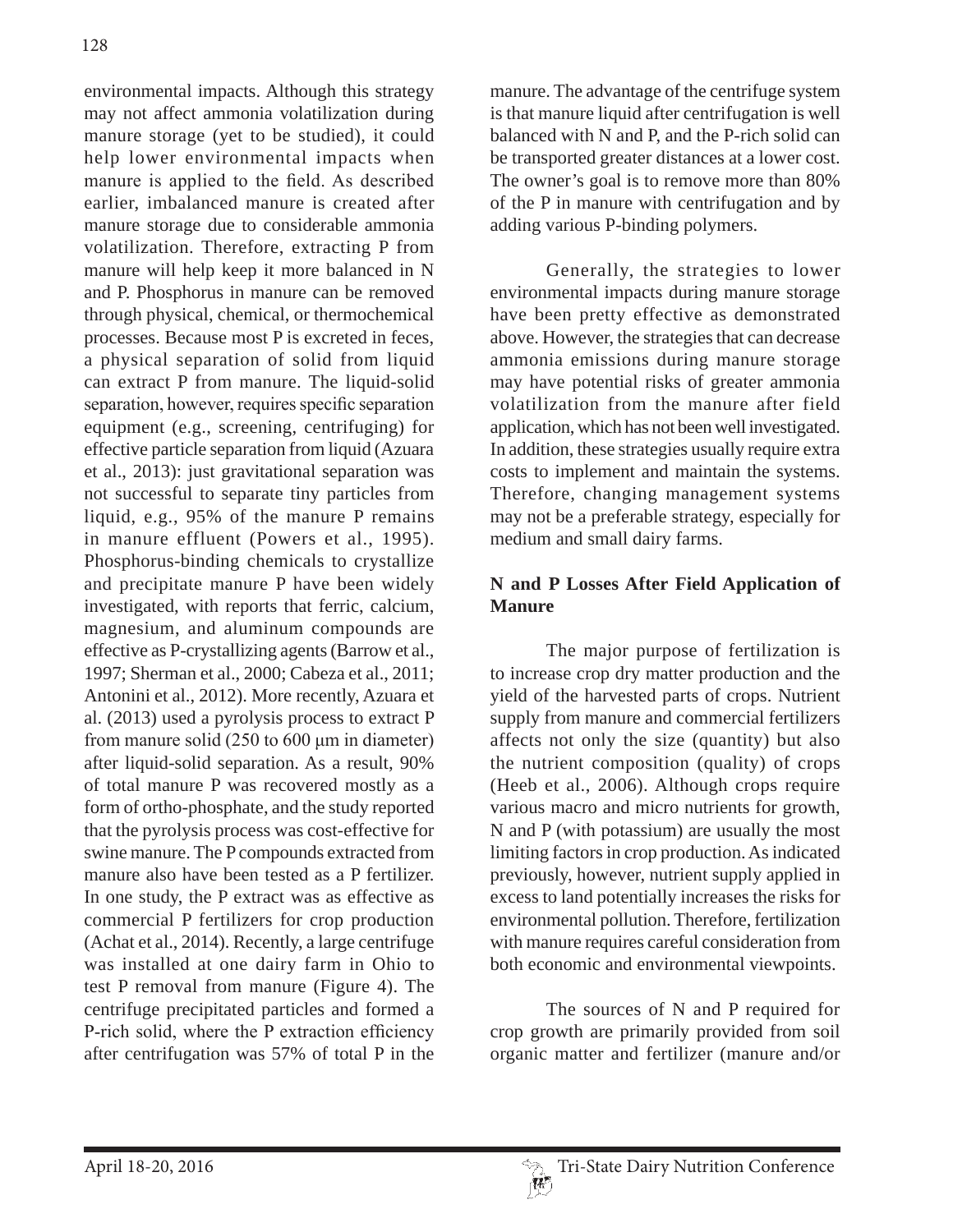environmental impacts. Although this strategy may not affect ammonia volatilization during manure storage (yet to be studied), it could help lower environmental impacts when manure is applied to the field. As described earlier, imbalanced manure is created after manure storage due to considerable ammonia volatilization. Therefore, extracting P from manure will help keep it more balanced in N and P. Phosphorus in manure can be removed through physical, chemical, or thermochemical processes. Because most P is excreted in feces, a physical separation of solid from liquid can extract P from manure. The liquid-solid separation, however, requires specific separation equipment (e.g., screening, centrifuging) for effective particle separation from liquid (Azuara et al., 2013): just gravitational separation was not successful to separate tiny particles from liquid, e.g., 95% of the manure P remains in manure effluent (Powers et al., 1995). Phosphorus-binding chemicals to crystallize and precipitate manure P have been widely investigated, with reports that ferric, calcium, magnesium, and aluminum compounds are effective as P-crystallizing agents (Barrow et al., 1997; Sherman et al., 2000; Cabeza et al., 2011; Antonini et al., 2012). More recently, Azuara et al. (2013) used a pyrolysis process to extract P from manure solid (250 to 600 μm in diameter) after liquid-solid separation. As a result, 90% of total manure P was recovered mostly as a form of ortho-phosphate, and the study reported that the pyrolysis process was cost-effective for swine manure. The P compounds extracted from manure also have been tested as a P fertilizer. In one study, the P extract was as effective as commercial P fertilizers for crop production (Achat et al., 2014). Recently, a large centrifuge was installed at one dairy farm in Ohio to test P removal from manure (Figure 4). The centrifuge precipitated particles and formed a P-rich solid, where the P extraction efficiency after centrifugation was 57% of total P in the manure. The advantage of the centrifuge system is that manure liquid after centrifugation is well balanced with N and P, and the P-rich solid can be transported greater distances at a lower cost. The owner's goal is to remove more than 80% of the P in manure with centrifugation and by adding various P-binding polymers.

Generally, the strategies to lower environmental impacts during manure storage have been pretty effective as demonstrated above. However, the strategies that can decrease ammonia emissions during manure storage may have potential risks of greater ammonia volatilization from the manure after field application, which has not been well investigated. In addition, these strategies usually require extra costs to implement and maintain the systems. Therefore, changing management systems may not be a preferable strategy, especially for medium and small dairy farms.

## N and P Losses After Field Application of Manure

The major purpose of fertilization is to increase crop dry matter production and the yield of the harvested parts of crops. Nutrient supply from manure and commercial fertilizers affects not only the size (quantity) but also the nutrient composition (quality) of crops (Heeb et al., 2006). Although crops require various macro and micro nutrients for growth, N and P (with potassium) are usually the most limiting factors in crop production. As indicated previously, however, nutrient supply applied in excess to land potentially increases the risks for environmental pollution. Therefore, fertilization with manure requires careful consideration from both economic and environmental viewpoints.

The sources of N and P required for crop growth are primarily provided from soil organic matter and fertilizer (manure and/or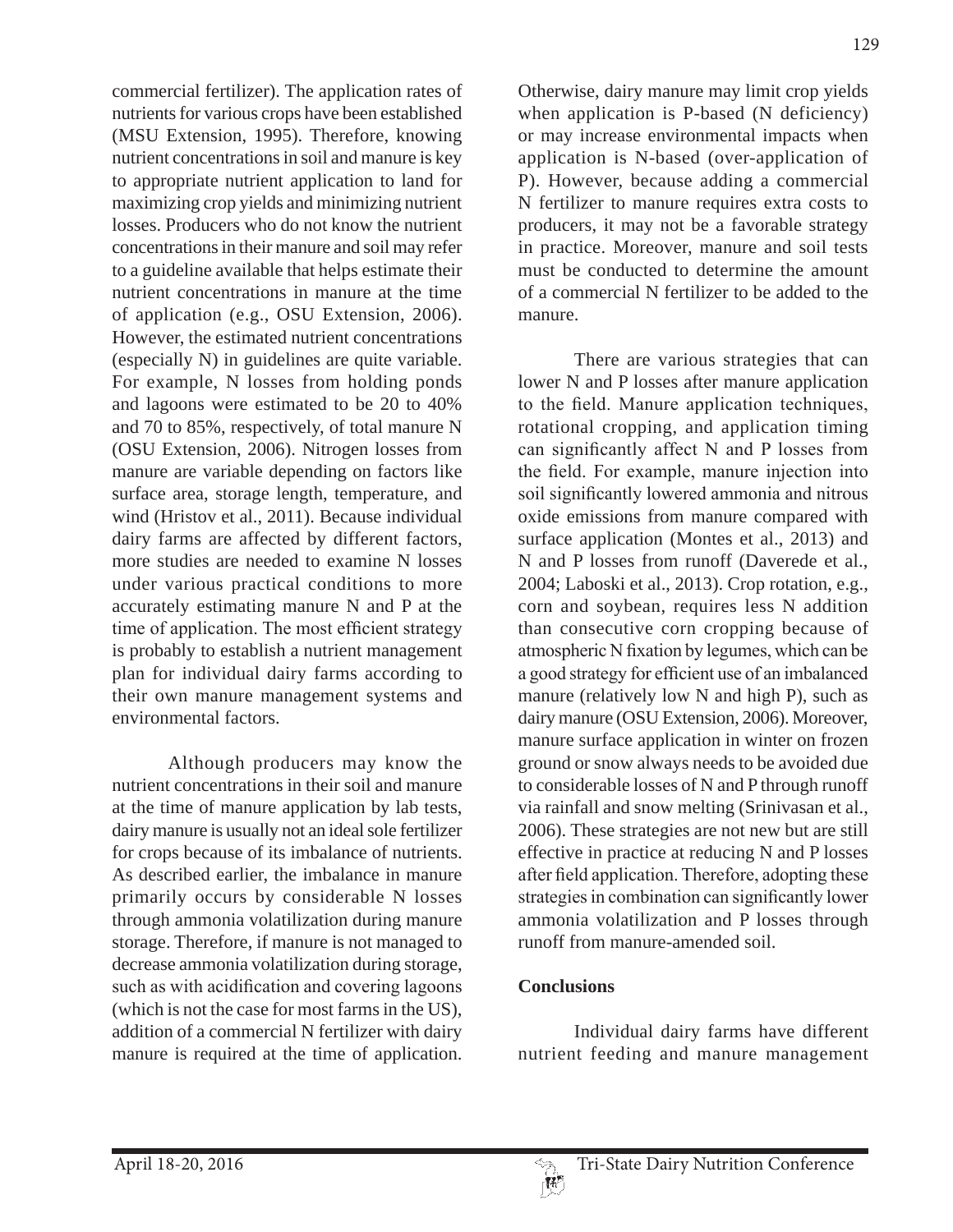commercial fertilizer). The application rates of nutrients for various crops have been established (MSU Extension, 1995). Therefore, knowing nutrient concentrations in soil and manure is key to appropriate nutrient application to land for maximizing crop yields and minimizing nutrient losses. Producers who do not know the nutrient concentrations in their manure and soil may refer to a guideline available that helps estimate their nutrient concentrations in manure at the time of application (e.g., OSU Extension, 2006). However, the estimated nutrient concentrations (especially N) in guidelines are quite variable. For example, N losses from holding ponds and lagoons were estimated to be 20 to 40% and 70 to 85%, respectively, of total manure N (OSU Extension, 2006). Nitrogen losses from manure are variable depending on factors like surface area, storage length, temperature, and wind (Hristov et al., 2011). Because individual dairy farms are affected by different factors, more studies are needed to examine N losses under various practical conditions to more accurately estimating manure N and P at the time of application. The most efficient strategy is probably to establish a nutrient management plan for individual dairy farms according to their own manure management systems and environmental factors.

Although producers may know the nutrient concentrations in their soil and manure at the time of manure application by lab tests, dairy manure is usually not an ideal sole fertilizer for crops because of its imbalance of nutrients. As described earlier, the imbalance in manure primarily occurs by considerable N losses through ammonia volatilization during manure storage. Therefore, if manure is not managed to decrease ammonia volatilization during storage, such as with acidification and covering lagoons (which is not the case for most farms in the US), addition of a commercial N fertilizer with dairy manure is required at the time of application. Otherwise, dairy manure may limit crop yields when application is P-based (N deficiency) or may increase environmental impacts when application is N-based (over-application of P). However, because adding a commercial N fertilizer to manure requires extra costs to producers, it may not be a favorable strategy in practice. Moreover, manure and soil tests must be conducted to determine the amount of a commercial N fertilizer to be added to the manure.

There are various strategies that can lower N and P losses after manure application to the field. Manure application techniques, rotational cropping, and application timing can significantly affect N and P losses from the field. For example, manure injection into soil significantly lowered ammonia and nitrous oxide emissions from manure compared with surface application (Montes et al., 2013) and N and P losses from runoff (Daverede et al., 2004; Laboski et al., 2013). Crop rotation, e.g., corn and soybean, requires less N addition than consecutive corn cropping because of atmospheric N fixation by legumes, which can be a good strategy for efficient use of an imbalanced manure (relatively low N and high P), such as dairy manure (OSU Extension, 2006). Moreover, manure surface application in winter on frozen ground or snow always needs to be avoided due to considerable losses of N and P through runoff via rainfall and snow melting (Srinivasan et al., 2006). These strategies are not new but are still effective in practice at reducing N and P losses after field application. Therefore, adopting these strategies in combination can significantly lower ammonia volatilization and P losses through runoff from manure-amended soil.

## Conclusions

Individual dairy farms have different nutrient feeding and manure management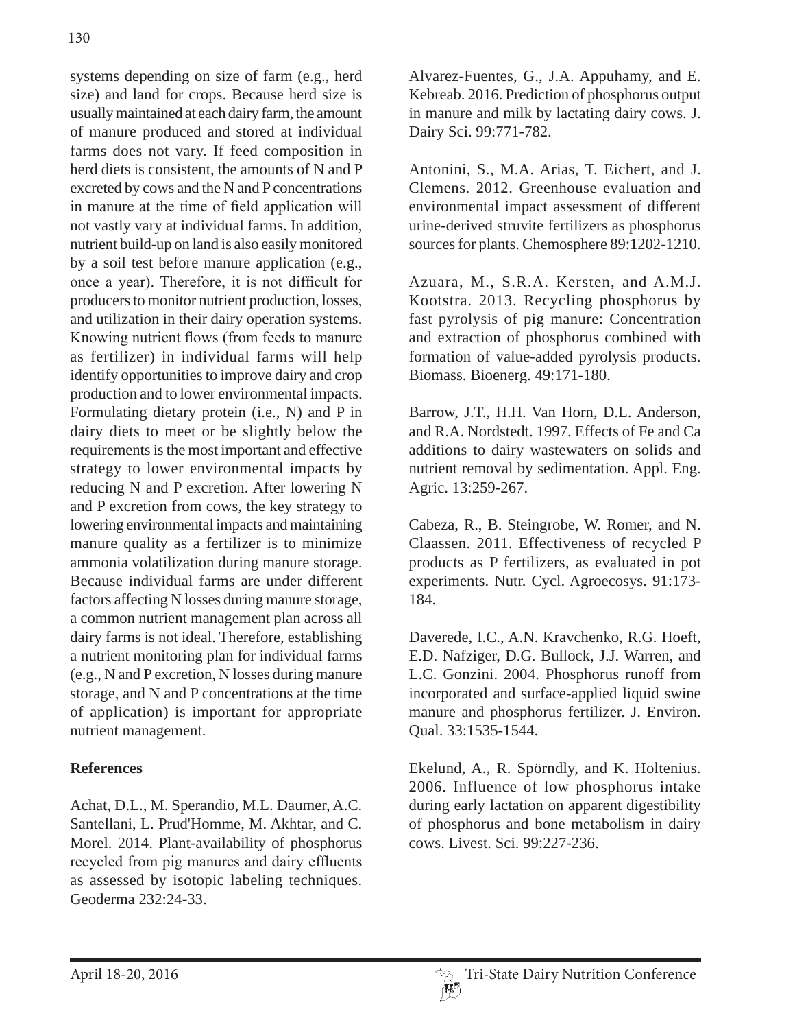systems depending on size of farm (e.g., herd size) and land for crops. Because herd size is usually maintained at each dairy farm, the amount of manure produced and stored at individual farms does not vary. If feed composition in herd diets is consistent, the amounts of N and P excreted by cows and the N and P concentrations in manure at the time of field application will not vastly vary at individual farms. In addition, nutrient build-up on land is also easily monitored by a soil test before manure application (e.g., once a year). Therefore, it is not difficult for producers to monitor nutrient production, losses, and utilization in their dairy operation systems. Knowing nutrient flows (from feeds to manure as fertilizer) in individual farms will help identify opportunities to improve dairy and crop production and to lower environmental impacts. Formulating dietary protein (i.e., N) and P in dairy diets to meet or be slightly below the requirements is the most important and effective strategy to lower environmental impacts by reducing N and P excretion. After lowering N and P excretion from cows, the key strategy to lowering environmental impacts and maintaining manure quality as a fertilizer is to minimize ammonia volatilization during manure storage. Because individual farms are under different factors affecting N losses during manure storage, a common nutrient management plan across all dairy farms is not ideal. Therefore, establishing a nutrient monitoring plan for individual farms (e.g., N and P excretion, N losses during manure storage, and N and P concentrations at the time of application) is important for appropriate nutrient management.

## References

Achat, D.L., M. Sperandio, M.L. Daumer, A.C. Santellani, L. Prud'Homme, M. Akhtar, and C. Morel. 2014. Plant-availability of phosphorus recycled from pig manures and dairy effluents as assessed by isotopic labeling techniques. Geoderma 232:24-33.

Alvarez-Fuentes, G., J.A. Appuhamy, and E. Kebreab. 2016. Prediction of phosphorus output in manure and milk by lactating dairy cows. J. Dairy Sci. 99:771-782.

Antonini, S., M.A. Arias, T. Eichert, and J. Clemens. 2012. Greenhouse evaluation and environmental impact assessment of different urine-derived struvite fertilizers as phosphorus sources for plants. Chemosphere 89:1202-1210.

Azuara, M., S.R.A. Kersten, and A.M.J. Kootstra. 2013. Recycling phosphorus by fast pyrolysis of pig manure: Concentration and extraction of phosphorus combined with formation of value-added pyrolysis products. Biomass. Bioenerg. 49:171-180.

Barrow, J.T., H.H. Van Horn, D.L. Anderson, and R.A. Nordstedt. 1997. Effects of Fe and Ca additions to dairy wastewaters on solids and nutrient removal by sedimentation. Appl. Eng. Agric. 13:259-267.

Cabeza, R., B. Steingrobe, W. Romer, and N. Claassen. 2011. Effectiveness of recycled P products as P fertilizers, as evaluated in pot experiments. Nutr. Cycl. Agroecosys. 91:173-184.

Daverede, I.C., A.N. Kravchenko, R.G. Hoeft, E.D. Nafziger, D.G. Bullock, J.J. Warren, and L.C. Gonzini. 2004. Phosphorus runoff from incorporated and surface-applied liquid swine manure and phosphorus fertilizer. J. Environ. Qual. 33:1535-1544.

Ekelund, A., R. Spörndly, and K. Holtenius. 2006. Influence of low phosphorus intake during early lactation on apparent digestibility of phosphorus and bone metabolism in dairy cows. Livest. Sci. 99:227-236.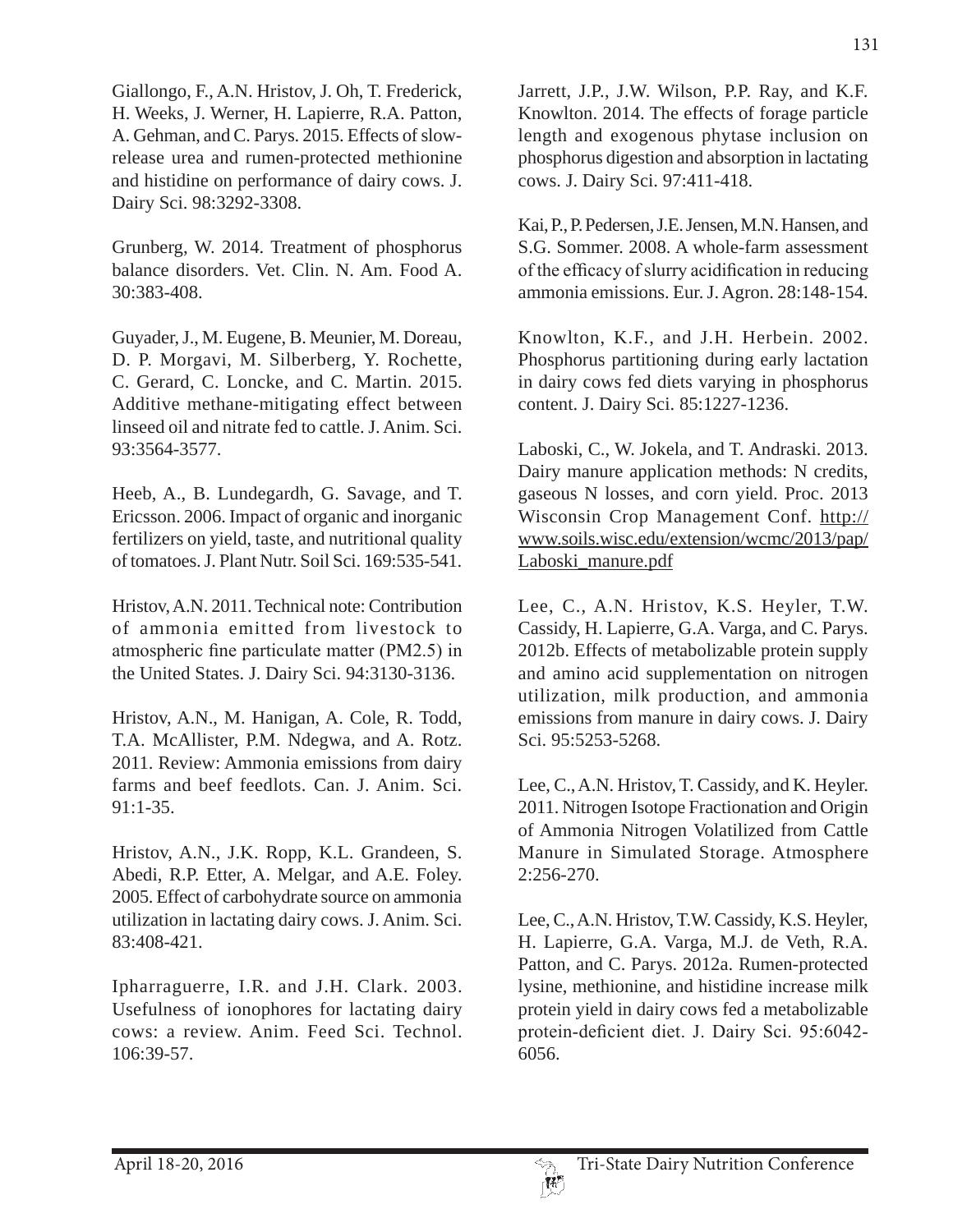Giallongo, F., A.N. Hristov, J. Oh, T. Frederick, H. Weeks, J. Werner, H. Lapierre, R.A. Patton, A. Gehman, and C. Parys. 2015. Effects of slow-release urea and rumen-protected methionine and histidine on performance of dairy cows. J. Dairy Sci. 98:3292-3308.

Grunberg, W. 2014. Treatment of phosphorus balance disorders. Vet. Clin. N. Am. Food A. 30:383-408.

Guyader, J., M. Eugene, B. Meunier, M. Doreau, D. P. Morgavi, M. Silberberg, Y. Rochette, C. Gerard, C. Loncke, and C. Martin. 2015. Additive methane-mitigating effect between linseed oil and nitrate fed to cattle. J. Anim. Sci. 93:3564-3577.

Heeb, A., B. Lundegardh, G. Savage, and T. Ericsson. 2006. Impact of organic and inorganic fertilizers on yield, taste, and nutritional quality of tomatoes. J. Plant Nutr. Soil Sci. 169:535-541.

Hristov, A.N. 2011. Technical note: Contribution of ammonia emitted from livestock to atmospheric fine particulate matter (PM2.5) in the United States. J. Dairy Sci. 94:3130-3136.

Hristov, A.N., M. Hanigan, A. Cole, R. Todd, T.A. McAllister, P.M. Ndegwa, and A. Rotz. 2011. Review: Ammonia emissions from dairy farms and beef feedlots. Can. J. Anim. Sci. 91:1-35.

Hristov, A.N., J.K. Ropp, K.L. Grandeen, S. Abedi, R.P. Etter, A. Melgar, and A.E. Foley. 2005. Effect of carbohydrate source on ammonia utilization in lactating dairy cows. J. Anim. Sci. 83:408-421.

Ipharraguerre, I.R. and J.H. Clark. 2003. Usefulness of ionophores for lactating dairy cows: a review. Anim. Feed Sci. Technol. 106:39-57.

Jarrett, J.P., J.W. Wilson, P.P. Ray, and K.F. Knowlton. 2014. The effects of forage particle length and exogenous phytase inclusion on phosphorus digestion and absorption in lactating cows. J. Dairy Sci. 97:411-418.

Kai, P., P. Pedersen, J.E. Jensen, M.N. Hansen, and S.G. Sommer. 2008. A whole-farm assessment of the efficacy of slurry acidification in reducing ammonia emissions. Eur. J. Agron. 28:148-154.

Knowlton, K.F., and J.H. Herbein. 2002. Phosphorus partitioning during early lactation in dairy cows fed diets varying in phosphorus content. J. Dairy Sci. 85:1227-1236.

Laboski, C., W. Jokela, and T. Andraski. 2013. Dairy manure application methods: N credits, gaseous N losses, and corn yield. Proc. 2013 Wisconsin Crop Management Conf. http://www.soils.wisc.edu/extension/wcmc/2013/pap/Laboski_manure.pdf

Lee, C., A.N. Hristov, K.S. Heyler, T.W. Cassidy, H. Lapierre, G.A. Varga, and C. Parys. 2012b. Effects of metabolizable protein supply and amino acid supplementation on nitrogen utilization, milk production, and ammonia emissions from manure in dairy cows. J. Dairy Sci. 95:5253-5268.

Lee, C., A.N. Hristov, T. Cassidy, and K. Heyler. 2011. Nitrogen Isotope Fractionation and Origin of Ammonia Nitrogen Volatilized from Cattle Manure in Simulated Storage. Atmosphere 2:256-270.

Lee, C., A.N. Hristov, T.W. Cassidy, K.S. Heyler, H. Lapierre, G.A. Varga, M.J. de Veth, R.A. Patton, and C. Parys. 2012a. Rumen-protected lysine, methionine, and histidine increase milk protein yield in dairy cows fed a metabolizable protein-deficient diet. J. Dairy Sci. 95:6042-6056.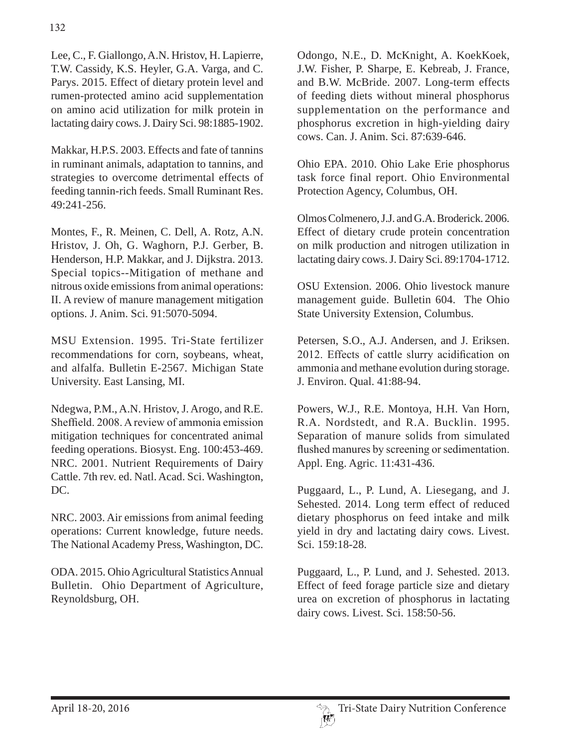Lee, C., F. Giallongo, A.N. Hristov, H. Lapierre, T.W. Cassidy, K.S. Heyler, G.A. Varga, and C. Parys. 2015. Effect of dietary protein level and rumen-protected amino acid supplementation on amino acid utilization for milk protein in lactating dairy cows. J. Dairy Sci. 98:1885-1902.

Makkar, H.P.S. 2003. Effects and fate of tannins in ruminant animals, adaptation to tannins, and strategies to overcome detrimental effects of feeding tannin-rich feeds. Small Ruminant Res. 49:241-256.

Montes, F., R. Meinen, C. Dell, A. Rotz, A.N. Hristov, J. Oh, G. Waghorn, P.J. Gerber, B. Henderson, H.P. Makkar, and J. Dijkstra. 2013. Special topics--Mitigation of methane and nitrous oxide emissions from animal operations: II. A review of manure management mitigation options. J. Anim. Sci. 91:5070-5094.

MSU Extension. 1995. Tri-State fertilizer recommendations for corn, soybeans, wheat, and alfalfa. Bulletin E-2567. Michigan State University. East Lansing, MI.

Ndegwa, P.M., A.N. Hristov, J. Arogo, and R.E. Sheffield. 2008. A review of ammonia emission mitigation techniques for concentrated animal feeding operations. Biosyst. Eng. 100:453-469.

NRC. 2001. Nutrient Requirements of Dairy Cattle. 7th rev. ed. Natl. Acad. Sci. Washington, DC.

NRC. 2003. Air emissions from animal feeding operations: Current knowledge, future needs. The National Academy Press, Washington, DC.

ODA. 2015. Ohio Agricultural Statistics Annual Bulletin. Ohio Department of Agriculture, Reynoldsburg, OH.

Odongo, N.E., D. McKnight, A. KoekKoek, J.W. Fisher, P. Sharpe, E. Kebreab, J. France, and B.W. McBride. 2007. Long-term effects of feeding diets without mineral phosphorus supplementation on the performance and phosphorus excretion in high-yielding dairy cows. Can. J. Anim. Sci. 87:639-646.

Ohio EPA. 2010. Ohio Lake Erie phosphorus task force final report. Ohio Environmental Protection Agency, Columbus, OH.

Olmos Colmenero, J.J. and G.A. Broderick. 2006. Effect of dietary crude protein concentration on milk production and nitrogen utilization in lactating dairy cows. J. Dairy Sci. 89:1704-1712.

OSU Extension. 2006. Ohio livestock manure management guide. Bulletin 604. The Ohio State University Extension, Columbus.

Petersen, S.O., A.J. Andersen, and J. Eriksen. 2012. Effects of cattle slurry acidification on ammonia and methane evolution during storage. J. Environ. Qual. 41:88-94.

Powers, W.J., R.E. Montoya, H.H. Van Horn, R.A. Nordstedt, and R.A. Bucklin. 1995. Separation of manure solids from simulated flushed manures by screening or sedimentation. Appl. Eng. Agric. 11:431-436.

Puggaard, L., P. Lund, A. Liesegang, and J. Sehested. 2014. Long term effect of reduced dietary phosphorus on feed intake and milk yield in dry and lactating dairy cows. Livest. Sci. 159:18-28.

Puggaard, L., P. Lund, and J. Sehested. 2013. Effect of feed forage particle size and dietary urea on excretion of phosphorus in lactating dairy cows. Livest. Sci. 158:50-56.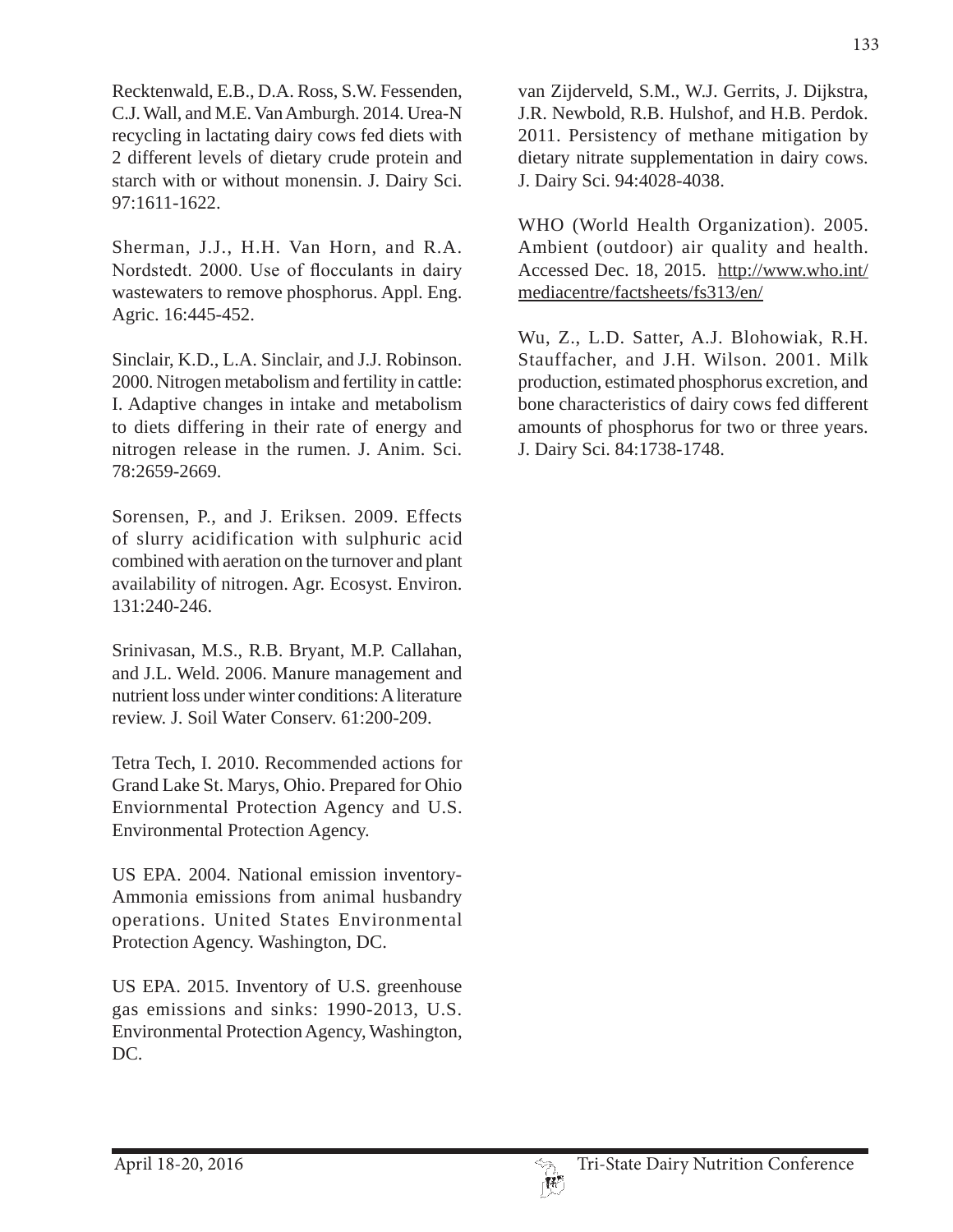Recktenwald, E.B., D.A. Ross, S.W. Fessenden, C.J. Wall, and M.E. Van Amburgh. 2014. Urea-N recycling in lactating dairy cows fed diets with 2 different levels of dietary crude protein and starch with or without monensin. J. Dairy Sci. 97:1611-1622.

Sherman, J.J., H.H. Van Horn, and R.A. Nordstedt. 2000. Use of flocculants in dairy wastewaters to remove phosphorus. Appl. Eng. Agric. 16:445-452.

Sinclair, K.D., L.A. Sinclair, and J.J. Robinson. 2000. Nitrogen metabolism and fertility in cattle: I. Adaptive changes in intake and metabolism to diets differing in their rate of energy and nitrogen release in the rumen. J. Anim. Sci. 78:2659-2669.

Sorensen, P., and J. Eriksen. 2009. Effects of slurry acidification with sulphuric acid combined with aeration on the turnover and plant availability of nitrogen. Agr. Ecosyst. Environ. 131:240-246.

Srinivasan, M.S., R.B. Bryant, M.P. Callahan, and J.L. Weld. 2006. Manure management and nutrient loss under winter conditions: A literature review. J. Soil Water Conserv. 61:200-209.

Tetra Tech, I. 2010. Recommended actions for Grand Lake St. Marys, Ohio. Prepared for Ohio Enviornmental Protection Agency and U.S. Environmental Protection Agency.

US EPA. 2004. National emission inventory-Ammonia emissions from animal husbandry operations. United States Environmental Protection Agency. Washington, DC.

US EPA. 2015. Inventory of U.S. greenhouse gas emissions and sinks: 1990-2013, U.S. Environmental Protection Agency, Washington, DC.

van Zijderveld, S.M., W.J. Gerrits, J. Dijkstra, J.R. Newbold, R.B. Hulshof, and H.B. Perdok. 2011. Persistency of methane mitigation by dietary nitrate supplementation in dairy cows. J. Dairy Sci. 94:4028-4038.

WHO (World Health Organization). 2005. Ambient (outdoor) air quality and health. Accessed Dec. 18, 2015. http://www.who.int/mediacentre/factsheets/fs313/en/

Wu, Z., L.D. Satter, A.J. Blohowiak, R.H. Stauffacher, and J.H. Wilson. 2001. Milk production, estimated phosphorus excretion, and bone characteristics of dairy cows fed different amounts of phosphorus for two or three years. J. Dairy Sci. 84:1738-1748.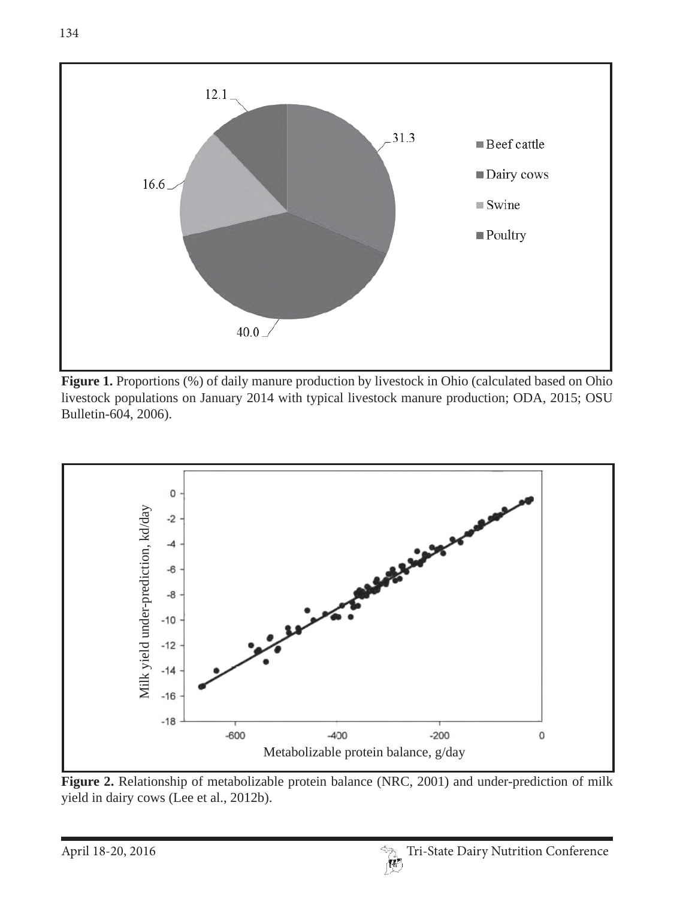**Figure 1.** Proportions (%) of daily manure production by livestock in Ohio (calculated based on Ohio livestock populations on January 2014 with typical livestock manure production; ODA, 2015; OSU Bulletin-604, 2006).

**Figure 2.** Relationship of metabolizable protein balance (NRC, 2001) and under-prediction of milk yield in dairy cows (Lee et al., 2012b).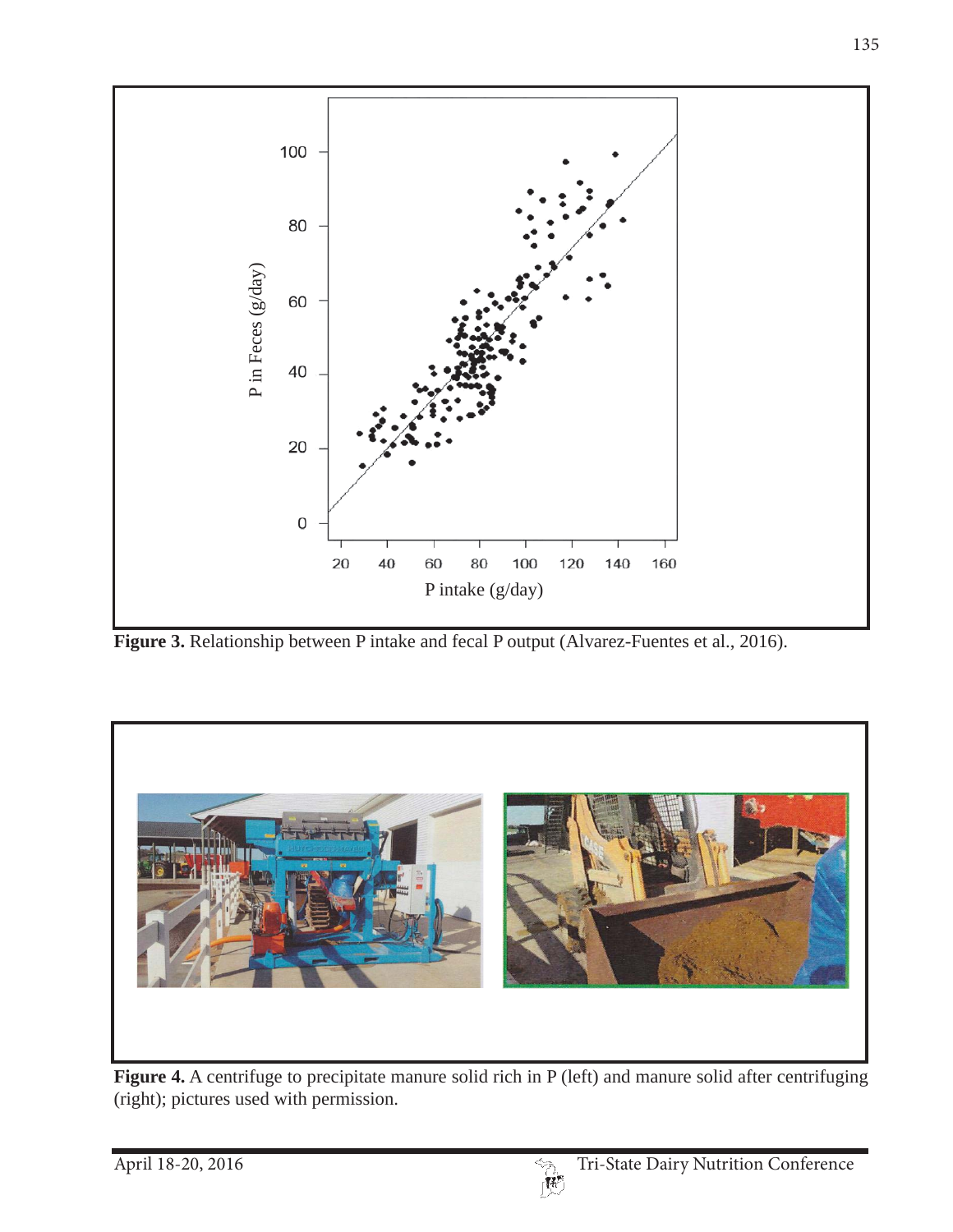P in Feces (g/day)

100
80
60
40
20
0

20 40 60 80 100 120 140 160

P intake (g/day)

**Figure 3.** Relationship between P intake and fecal P output (Alvarez-Fuentes et al., 2016).

**Figure 4.** A centrifuge to precipitate manure solid rich in P (left) and manure solid after centrifuging (right); pictures used with permission.